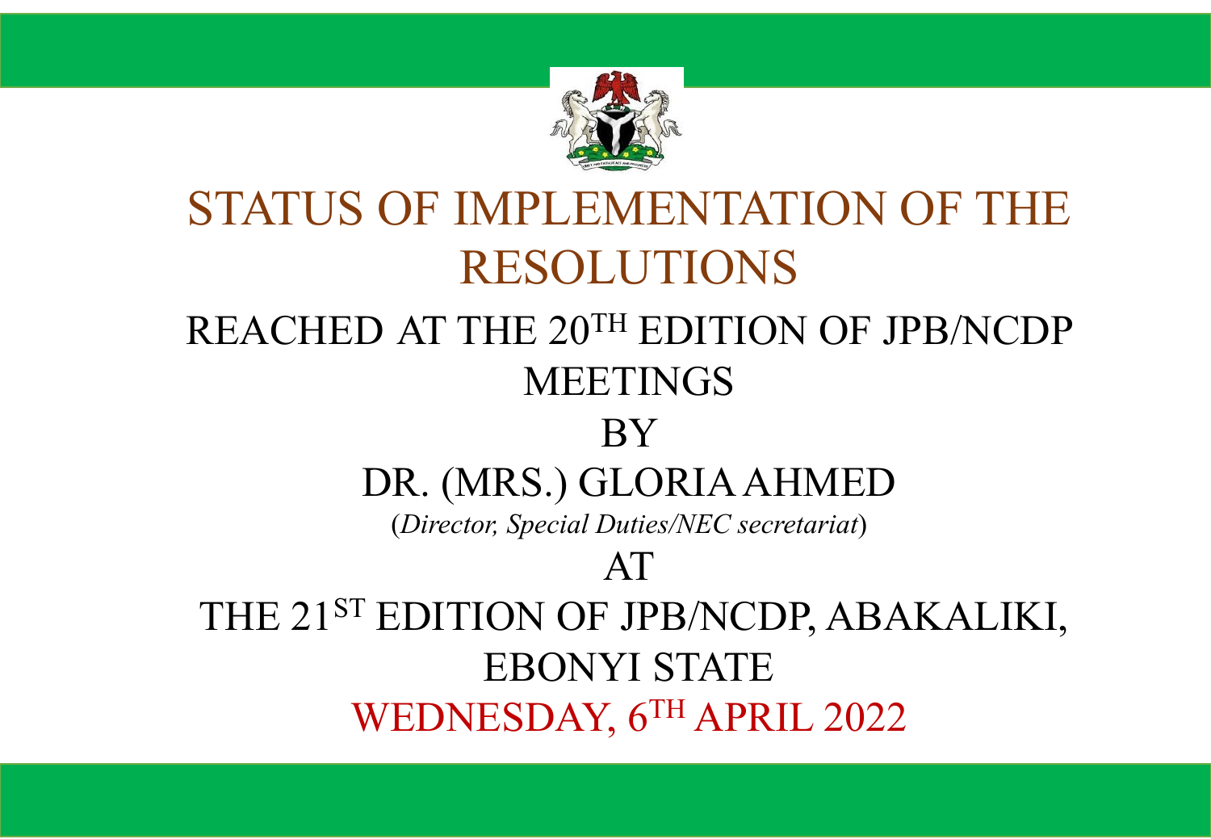# STATUS OF IMPLEMENTATION OF THE RESOLUTIONS

## REACHED AT THE 20TH EDITION OF JPB/NCDP MEETINGS

BY

DR. (MRS.) GLORIA AHMED

(*Director, Special Duties/NEC secretariat*)

AT

THE 21ST EDITION OF JPB/NCDP, ABAKALIKI, EBONYI STATE

WEDNESDAY, 6TH APRIL 2022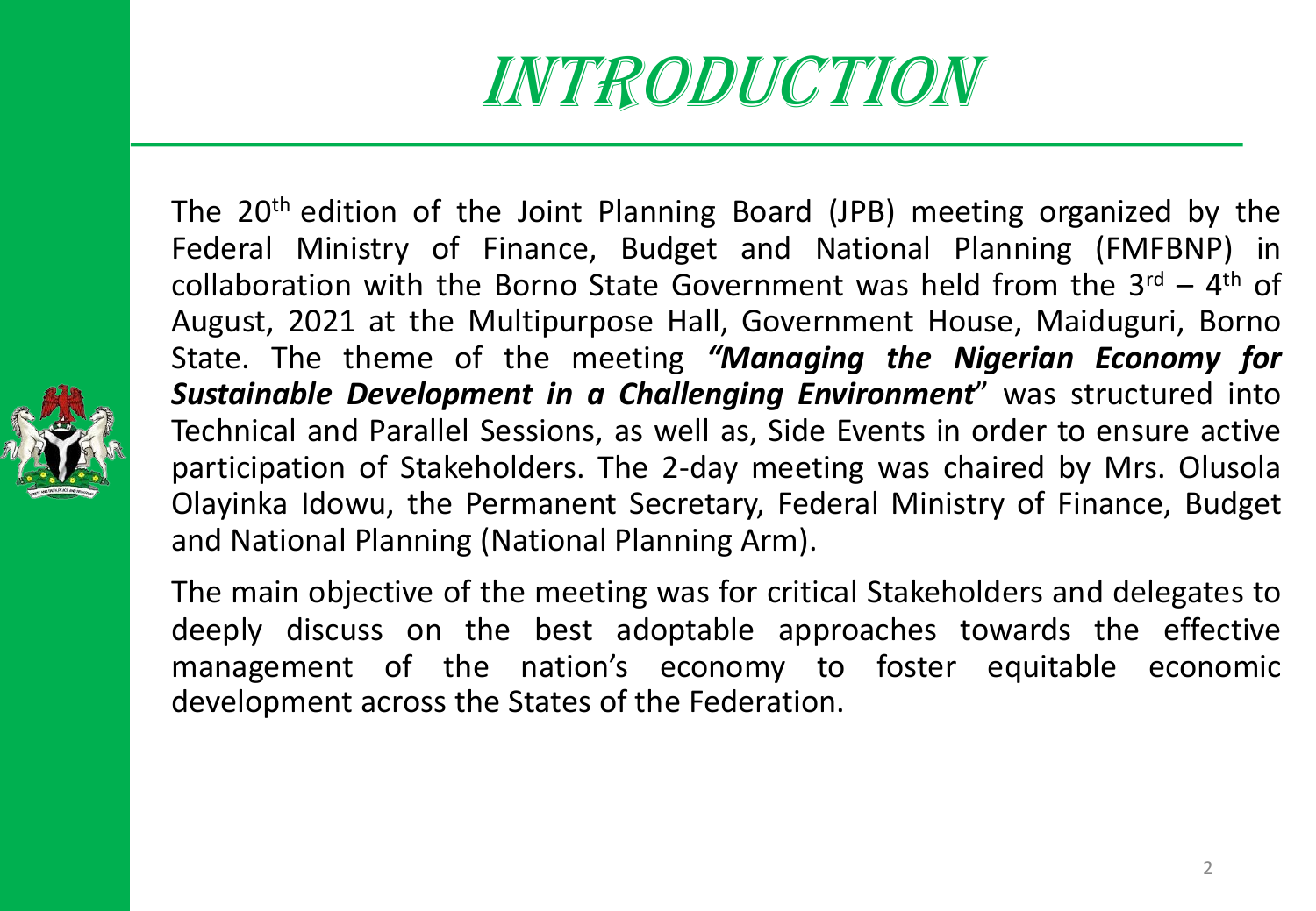# INTRODUCTION

The 20th edition of the Joint Planning Board (JPB) meeting organized by the Federal Ministry of Finance, Budget and National Planning (FMFBNP) in collaboration with the Borno State Government was held from the 3rd – 4th of August, 2021 at the Multipurpose Hall, Government House, Maiduguri, Borno State. The theme of the meeting ***"Managing the Nigerian Economy for Sustainable Development in a Challenging Environment***" was structured into Technical and Parallel Sessions, as well as, Side Events in order to ensure active participation of Stakeholders. The 2-day meeting was chaired by Mrs. Olusola Olayinka Idowu, the Permanent Secretary, Federal Ministry of Finance, Budget and National Planning (National Planning Arm).

The main objective of the meeting was for critical Stakeholders and delegates to deeply discuss on the best adoptable approaches towards the effective management of the nation's economy to foster equitable economic development across the States of the Federation.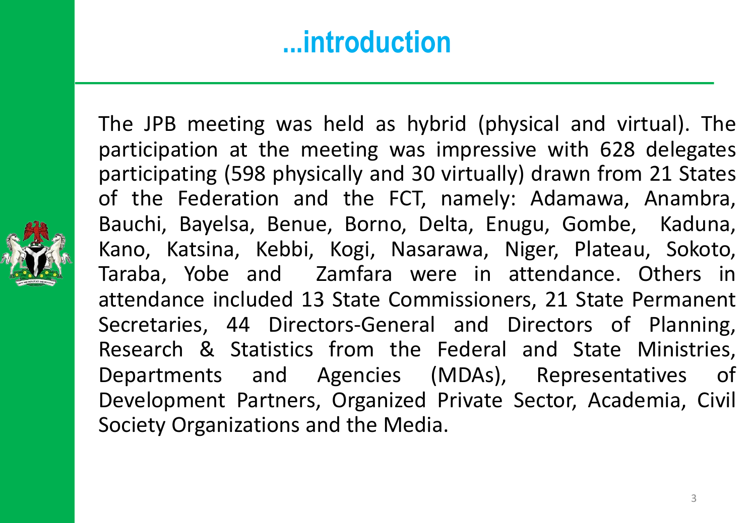# ...introduction

The JPB meeting was held as hybrid (physical and virtual). The participation at the meeting was impressive with 628 delegates participating (598 physically and 30 virtually) drawn from 21 States of the Federation and the FCT, namely: Adamawa, Anambra, Bauchi, Bayelsa, Benue, Borno, Delta, Enugu, Gombe, Kaduna, Kano, Katsina, Kebbi, Kogi, Nasarawa, Niger, Plateau, Sokoto, Taraba, Yobe and Zamfara were in attendance. Others in attendance included 13 State Commissioners, 21 State Permanent Secretaries, 44 Directors-General and Directors of Planning, Research & Statistics from the Federal and State Ministries, Departments and Agencies (MDAs), Representatives of Development Partners, Organized Private Sector, Academia, Civil Society Organizations and the Media.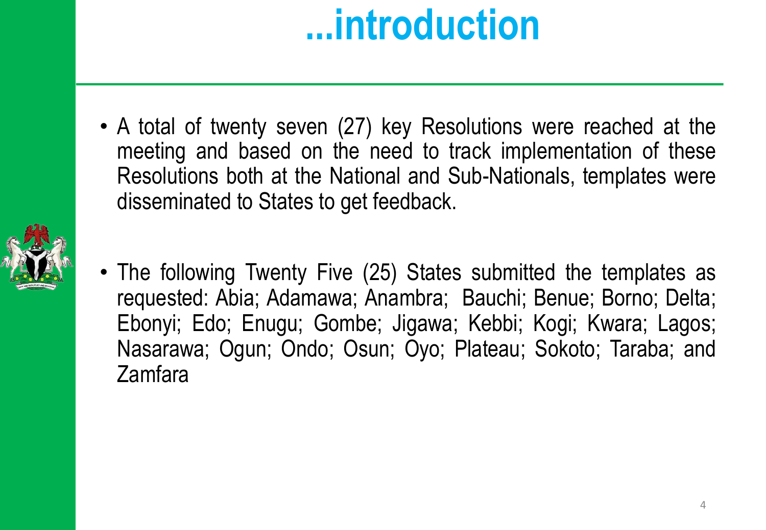# ...introduction

- A total of twenty seven (27) key Resolutions were reached at the meeting and based on the need to track implementation of these Resolutions both at the National and Sub-Nationals, templates were disseminated to States to get feedback.

- The following Twenty Five (25) States submitted the templates as requested: Abia; Adamawa; Anambra; Bauchi; Benue; Borno; Delta; Ebonyi; Edo; Enugu; Gombe; Jigawa; Kebbi; Kogi; Kwara; Lagos; Nasarawa; Ogun; Ondo; Osun; Oyo; Plateau; Sokoto; Taraba; and Zamfara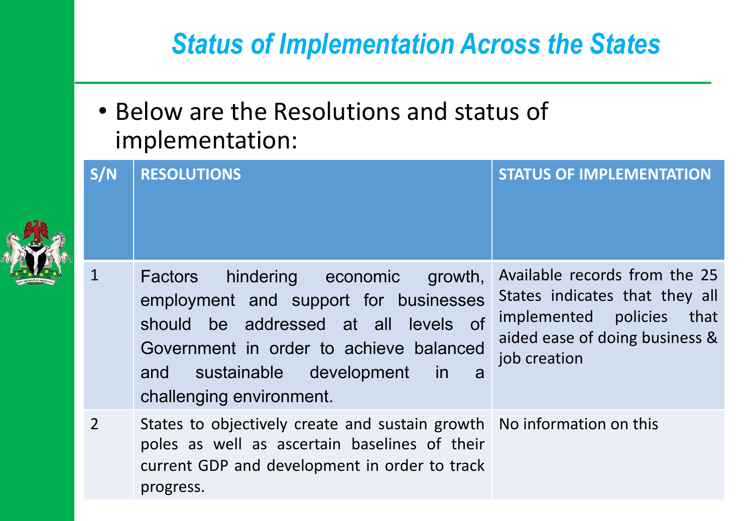# *Status of Implementation Across the States*

- Below are the Resolutions and status of implementation:

| S/N | RESOLUTIONS | STATUS OF IMPLEMENTATION |
|---|---|---|
| 1 | Factors hindering economic growth, employment and support for businesses should be addressed at all levels of Government in order to achieve balanced and sustainable development in a challenging environment. | Available records from the 25 States indicates that they all implemented policies that aided ease of doing business & job creation |
| 2 | States to objectively create and sustain growth poles as well as ascertain baselines of their current GDP and development in order to track progress. | No information on this |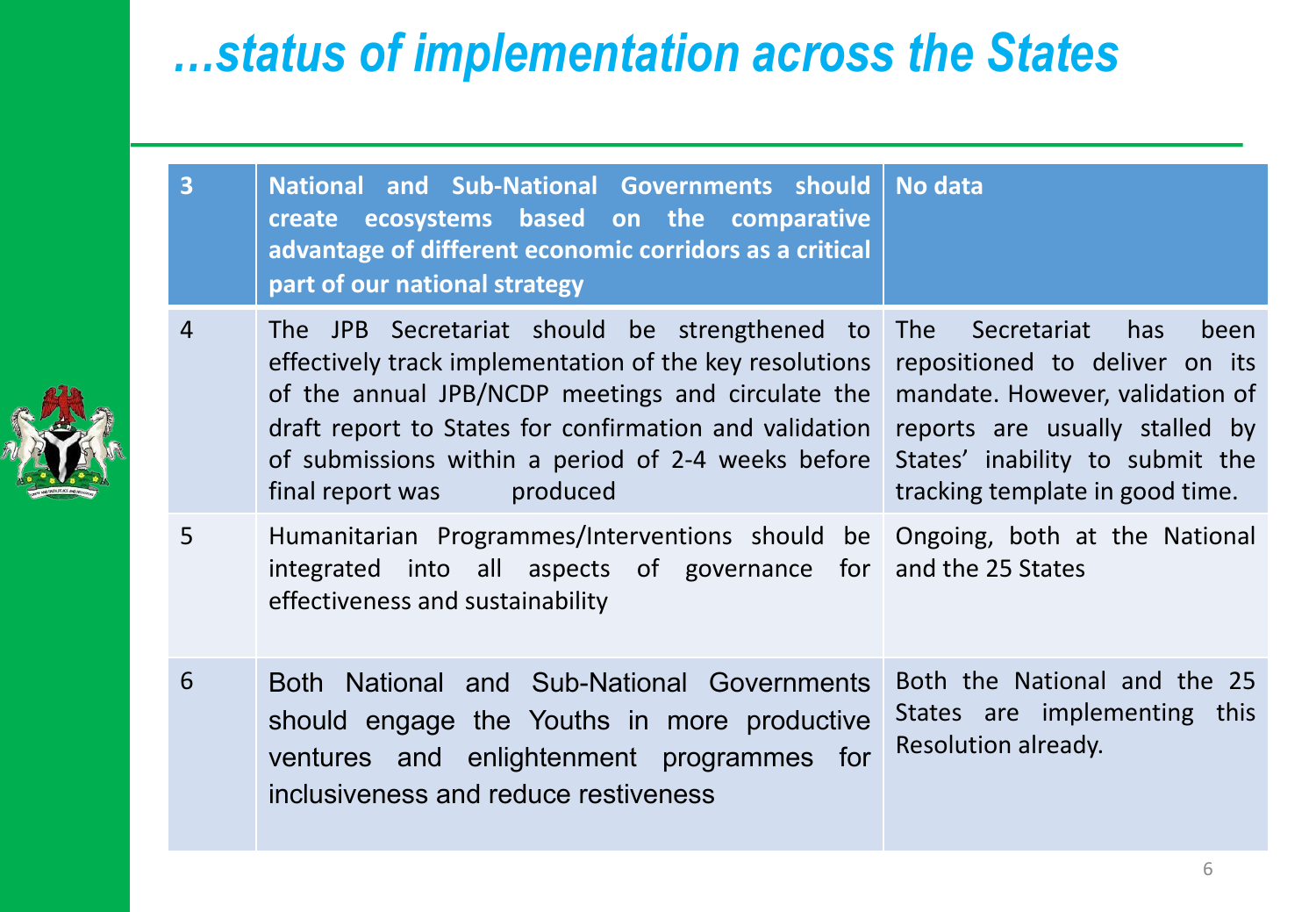# …status of implementation across the States

| 3 | National and Sub-National Governments should create ecosystems based on the comparative advantage of different economic corridors as a critical part of our national strategy | No data |
|---|---|---|
| 4 | The JPB Secretariat should be strengthened to effectively track implementation of the key resolutions of the annual JPB/NCDP meetings and circulate the draft report to States for confirmation and validation of submissions within a period of 2-4 weeks before final report was produced | The Secretariat has been repositioned to deliver on its mandate. However, validation of reports are usually stalled by States' inability to submit the tracking template in good time. |
| 5 | Humanitarian Programmes/Interventions should be integrated into all aspects of governance for effectiveness and sustainability | Ongoing, both at the National and the 25 States |
| 6 | Both National and Sub-National Governments should engage the Youths in more productive ventures and enlightenment programmes for inclusiveness and reduce restiveness | Both the National and the 25 States are implementing this Resolution already. |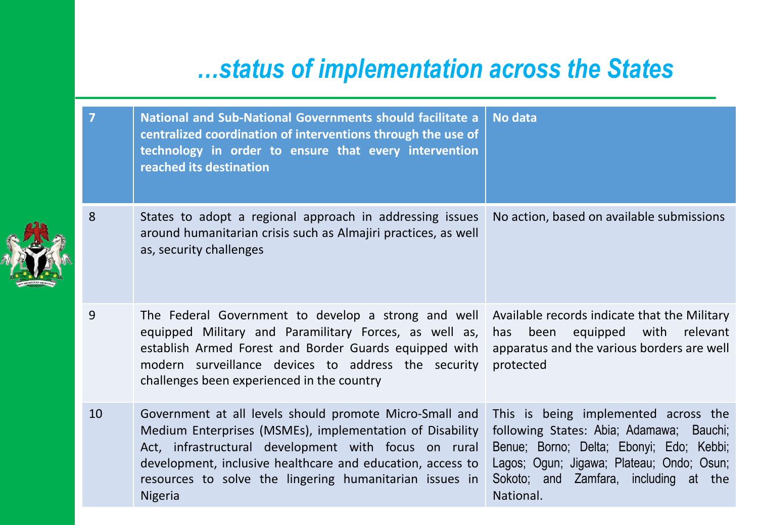# …status of implementation across the States

| 7 | **National and Sub-National Governments should facilitate a centralized coordination of interventions through the use of technology in order to ensure that every intervention reached its destination** | **No data** |
|---|---|---|
| 8 | States to adopt a regional approach in addressing issues around humanitarian crisis such as Almajiri practices, as well as, security challenges | No action, based on available submissions |
| 9 | The Federal Government to develop a strong and well equipped Military and Paramilitary Forces, as well as, establish Armed Forest and Border Guards equipped with modern surveillance devices to address the security challenges been experienced in the country | Available records indicate that the Military has been equipped with relevant apparatus and the various borders are well protected |
| 10 | Government at all levels should promote Micro-Small and Medium Enterprises (MSMEs), implementation of Disability Act, infrastructural development with focus on rural development, inclusive healthcare and education, access to resources to solve the lingering humanitarian issues in Nigeria | This is being implemented across the following States: Abia; Adamawa; Bauchi; Benue; Borno; Delta; Ebonyi; Edo; Kebbi; Lagos; Ogun; Jigawa; Plateau; Ondo; Osun; Sokoto; and Zamfara, including at the National. |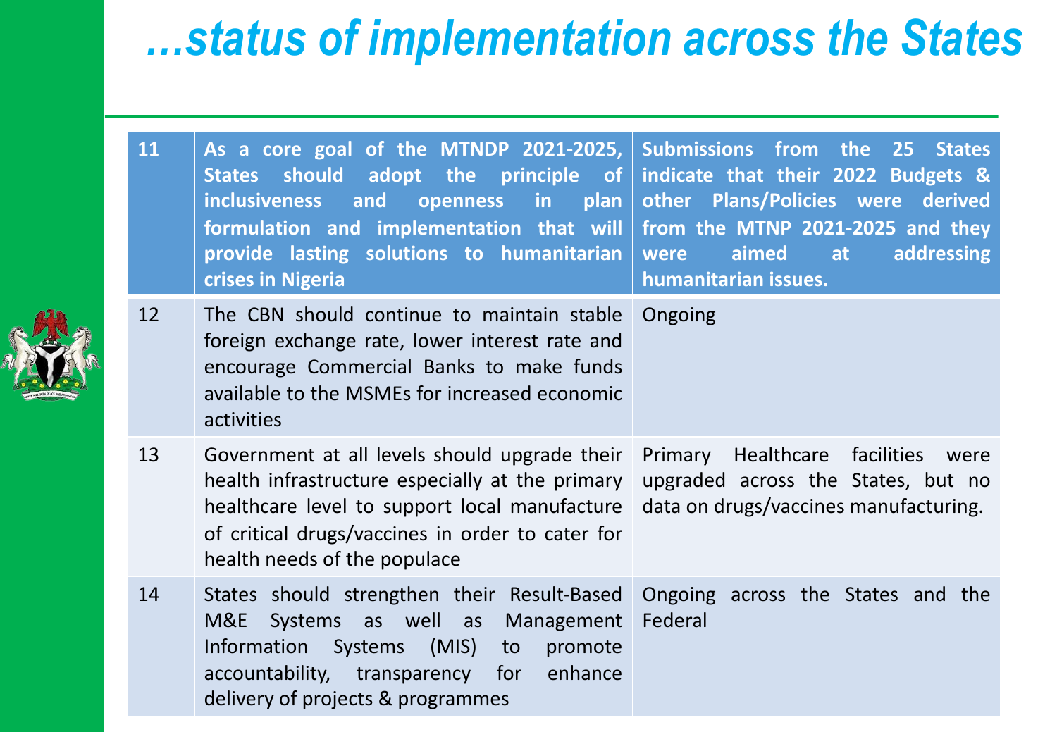# …status of implementation across the States

| 11 | As a core goal of the MTNDP 2021-2025, States should adopt the principle of inclusiveness and openness in plan formulation and implementation that will provide lasting solutions to humanitarian crises in Nigeria | Submissions from the 25 States indicate that their 2022 Budgets & other Plans/Policies were derived from the MTNP 2021-2025 and they were aimed at addressing humanitarian issues. |
|---|---|---|
| 12 | The CBN should continue to maintain stable foreign exchange rate, lower interest rate and encourage Commercial Banks to make funds available to the MSMEs for increased economic activities | Ongoing |
| 13 | Government at all levels should upgrade their health infrastructure especially at the primary healthcare level to support local manufacture of critical drugs/vaccines in order to cater for health needs of the populace | Primary Healthcare facilities were upgraded across the States, but no data on drugs/vaccines manufacturing. |
| 14 | States should strengthen their Result-Based M&E Systems as well as Management Information Systems (MIS) to promote accountability, transparency for enhance delivery of projects & programmes | Ongoing across the States and the Federal |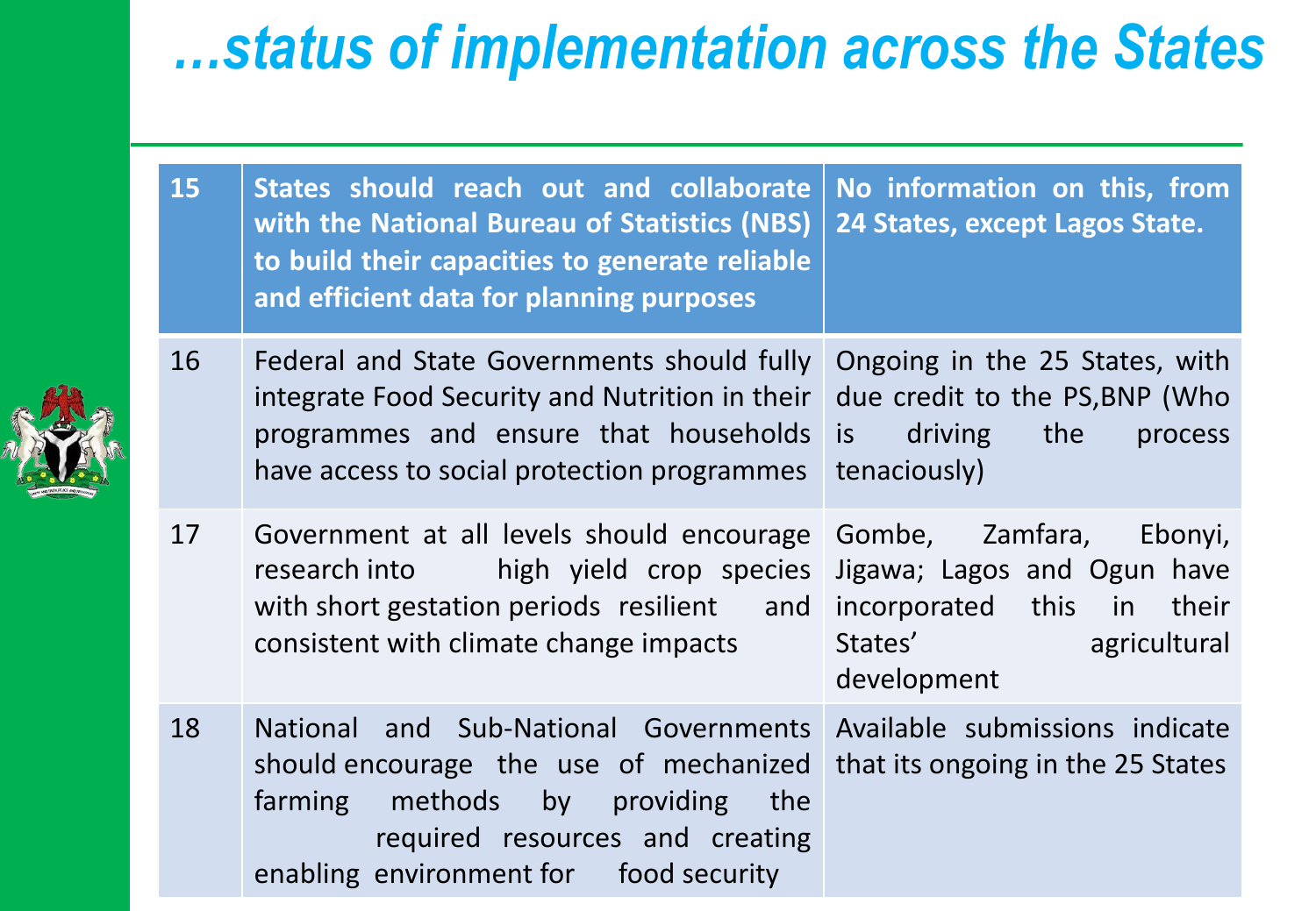# …status of implementation across the States

| 15 | **States should reach out and collaborate with the National Bureau of Statistics (NBS) to build their capacities to generate reliable and efficient data for planning purposes** | **No information on this, from 24 States, except Lagos State.** |
|---|---|---|
| 16 | Federal and State Governments should fully integrate Food Security and Nutrition in their programmes and ensure that households have access to social protection programmes | Ongoing in the 25 States, with due credit to the PS,BNP (Who is driving the process tenaciously) |
| 17 | Government at all levels should encourage research into high yield crop species with short gestation periods resilient and consistent with climate change impacts | Gombe, Zamfara, Ebonyi, Jigawa; Lagos and Ogun have incorporated this in their States' agricultural development |
| 18 | National and Sub-National Governments should encourage the use of mechanized farming methods by providing the required resources and creating enabling environment for food security | Available submissions indicate that its ongoing in the 25 States |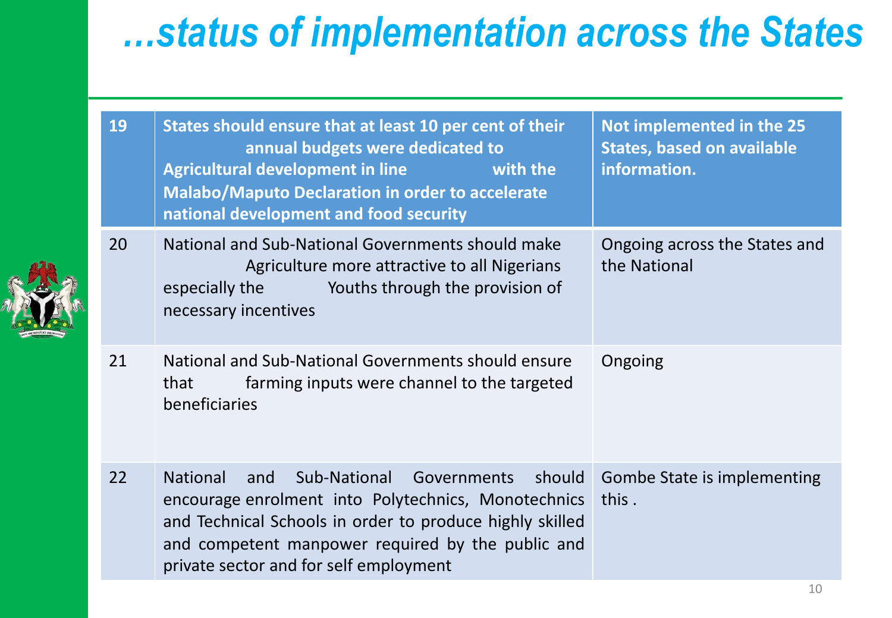# …status of implementation across the States

| 19 | States should ensure that at least 10 per cent of their annual budgets were dedicated to Agricultural development in line with the Malabo/Maputo Declaration in order to accelerate national development and food security | Not implemented in the 25 States, based on available information. |
|---|---|---|
| 20 | National and Sub-National Governments should make Agriculture more attractive to all Nigerians especially the Youths through the provision of necessary incentives | Ongoing across the States and the National |
| 21 | National and Sub-National Governments should ensure that farming inputs were channel to the targeted beneficiaries | Ongoing |
| 22 | National and Sub-National Governments should encourage enrolment into Polytechnics, Monotechnics and Technical Schools in order to produce highly skilled and competent manpower required by the public and private sector and for self employment | Gombe State is implementing this . |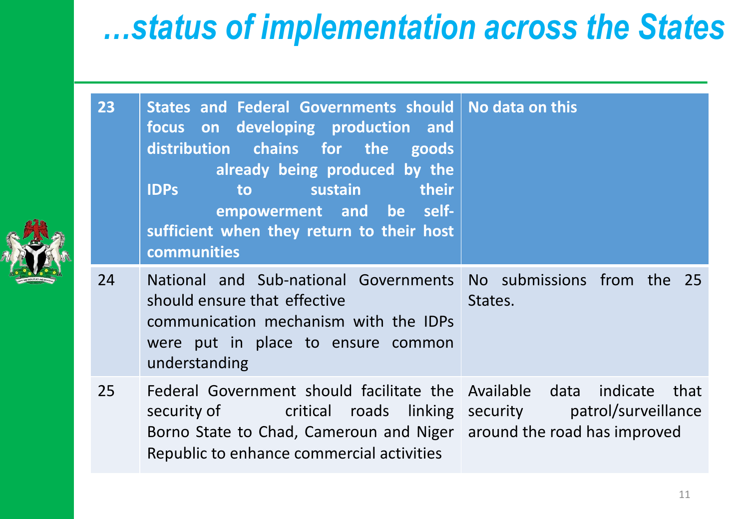# *…status of implementation across the States*

| **23** | **States and Federal Governments should focus on developing production and distribution chains for the goods already being produced by the IDPs to sustain their empowerment and be self-sufficient when they return to their host communities** | **No data on this** |
|---|---|---|
| 24 | National and Sub-national Governments should ensure that effective communication mechanism with the IDPs were put in place to ensure common understanding | No submissions from the 25 States. |
| 25 | Federal Government should facilitate the security of critical roads linking Borno State to Chad, Cameroun and Niger Republic to enhance commercial activities | Available data indicate that security patrol/surveillance around the road has improved |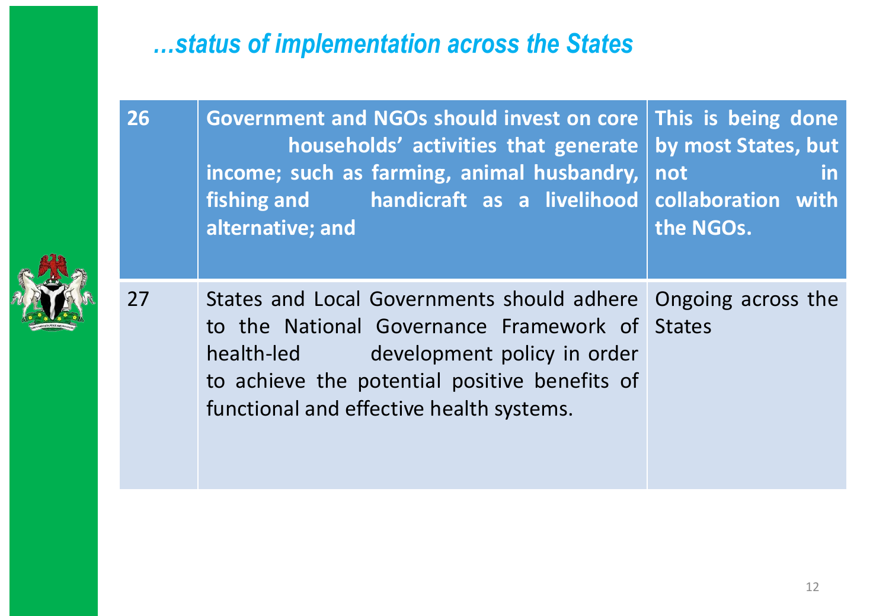## *…status of implementation across the States*

| 26 | **Government and NGOs should invest on core households' activities that generate income; such as farming, animal husbandry, fishing and handicraft as a livelihood alternative; and** | **This is being done by most States, but not in collaboration with the NGOs.** |
|---|---|---|
| 27 | States and Local Governments should adhere to the National Governance Framework of health-led development policy in order to achieve the potential positive benefits of functional and effective health systems. | Ongoing across the States |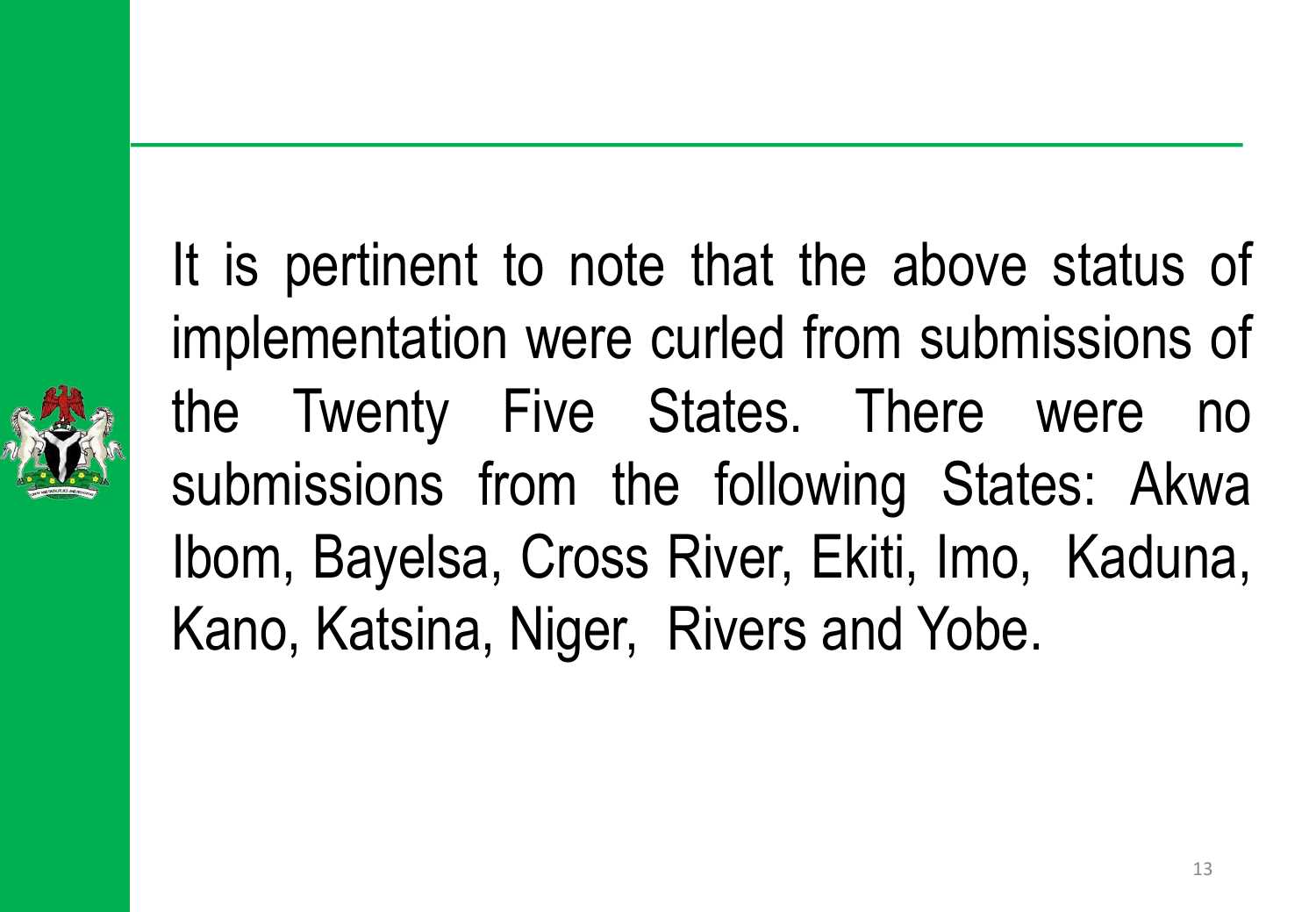It is pertinent to note that the above status of implementation were curled from submissions of the Twenty Five States. There were no submissions from the following States: Akwa Ibom, Bayelsa, Cross River, Ekiti, Imo, Kaduna, Kano, Katsina, Niger, Rivers and Yobe.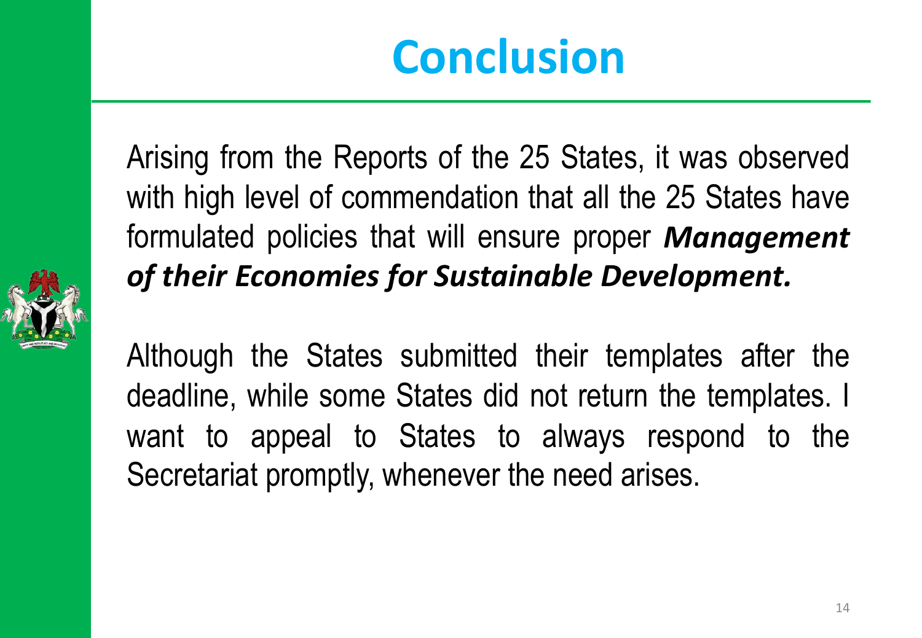# Conclusion

Arising from the Reports of the 25 States, it was observed with high level of commendation that all the 25 States have formulated policies that will ensure proper ***Management of their Economies for Sustainable Development.***

Although the States submitted their templates after the deadline, while some States did not return the templates. I want to appeal to States to always respond to the Secretariat promptly, whenever the need arises.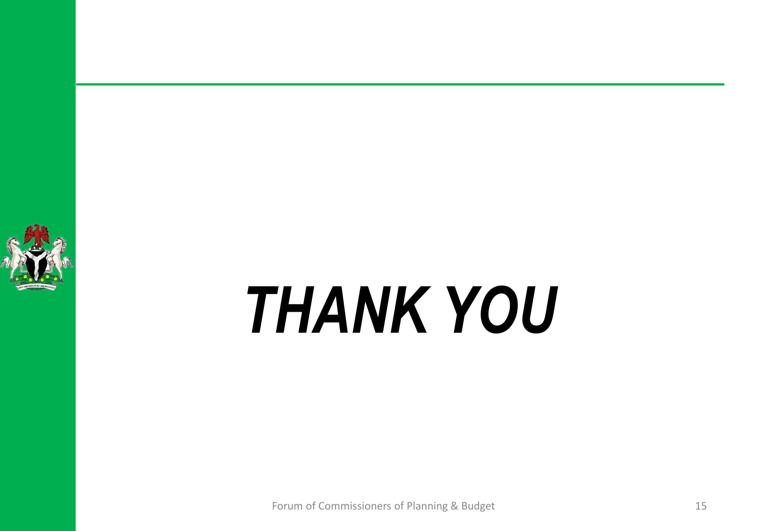# *THANK YOU*